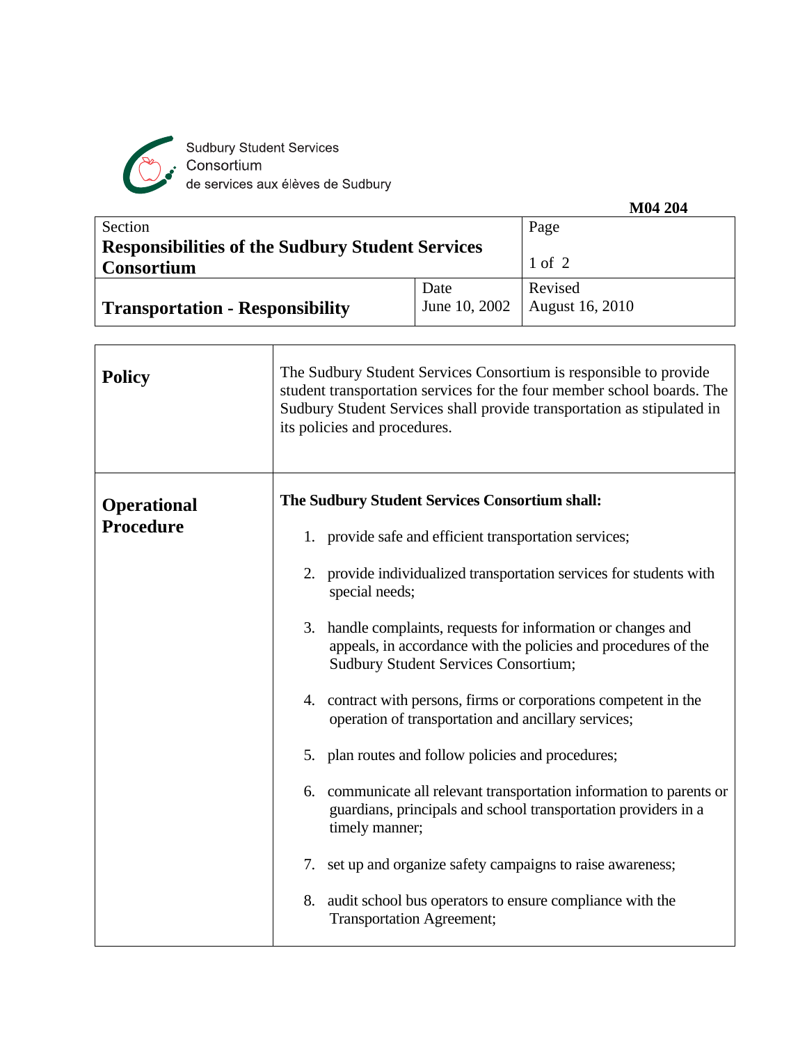Sudbury Student Services Consortium
de services aux élèves de Sudbury

**M04 204**

| Section | | Page |
|---|---|---|
| **Responsibilities of the Sudbury Student Services Consortium** | | 1 of 2 |
| **Transportation - Responsibility** | Date<br>June 10, 2002 | Revised<br>August 16, 2010 |

| | |
|---|---|
| **Policy** | The Sudbury Student Services Consortium is responsible to provide student transportation services for the four member school boards. The Sudbury Student Services shall provide transportation as stipulated in its policies and procedures. |
| **Operational Procedure** | **The Sudbury Student Services Consortium shall:**<br><br>1. provide safe and efficient transportation services;<br><br>2. provide individualized transportation services for students with special needs;<br><br>3. handle complaints, requests for information or changes and appeals, in accordance with the policies and procedures of the Sudbury Student Services Consortium;<br><br>4. contract with persons, firms or corporations competent in the operation of transportation and ancillary services;<br><br>5. plan routes and follow policies and procedures;<br><br>6. communicate all relevant transportation information to parents or guardians, principals and school transportation providers in a timely manner;<br><br>7. set up and organize safety campaigns to raise awareness;<br><br>8. audit school bus operators to ensure compliance with the Transportation Agreement; |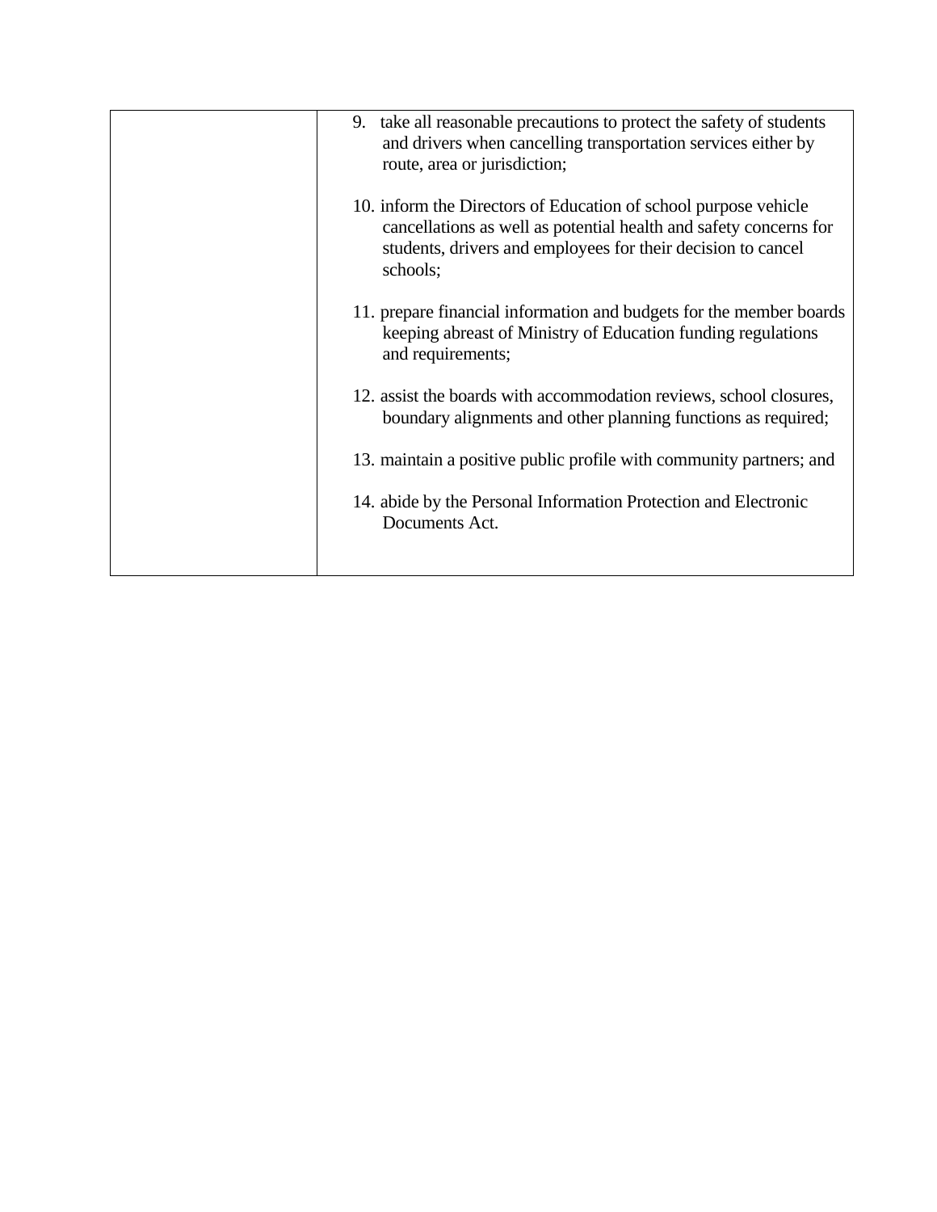| | |
|---|---|
| | 9. take all reasonable precautions to protect the safety of students and drivers when cancelling transportation services either by route, area or jurisdiction;<br><br>10. inform the Directors of Education of school purpose vehicle cancellations as well as potential health and safety concerns for students, drivers and employees for their decision to cancel schools;<br><br>11. prepare financial information and budgets for the member boards keeping abreast of Ministry of Education funding regulations and requirements;<br><br>12. assist the boards with accommodation reviews, school closures, boundary alignments and other planning functions as required;<br><br>13. maintain a positive public profile with community partners; and<br><br>14. abide by the Personal Information Protection and Electronic Documents Act. |